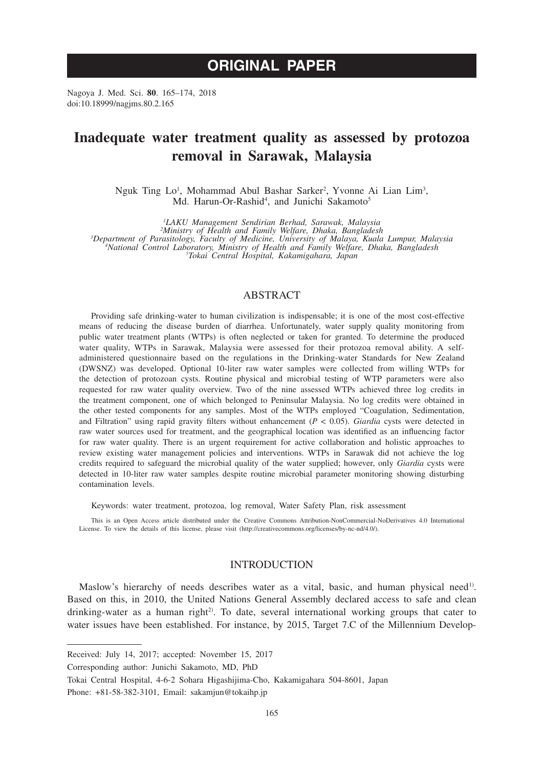# ORIGINAL PAPER

Nagoya J. Med. Sci. **80**. 165–174, 2018
doi:10.18999/nagjms.80.2.165

# Inadequate water treatment quality as assessed by protozoa removal in Sarawak, Malaysia

Nguk Ting Lo[1], Mohammad Abul Bashar Sarker[2], Yvonne Ai Lian Lim[3], Md. Harun-Or-Rashid[4], and Junichi Sakamoto[5]

*[1]LAKU Management Sendirian Berhad, Sarawak, Malaysia*
*[2]Ministry of Health and Family Welfare, Dhaka, Bangladesh*
*[3]Department of Parasitology, Faculty of Medicine, University of Malaya, Kuala Lumpur, Malaysia*
*[4]National Control Laboratory, Ministry of Health and Family Welfare, Dhaka, Bangladesh*
*[5]Tokai Central Hospital, Kakamigahara, Japan*

## ABSTRACT

Providing safe drinking-water to human civilization is indispensable; it is one of the most cost-effective means of reducing the disease burden of diarrhea. Unfortunately, water supply quality monitoring from public water treatment plants (WTPs) is often neglected or taken for granted. To determine the produced water quality, WTPs in Sarawak, Malaysia were assessed for their protozoa removal ability. A self-administered questionnaire based on the regulations in the Drinking-water Standards for New Zealand (DWSNZ) was developed. Optional 10-liter raw water samples were collected from willing WTPs for the detection of protozoan cysts. Routine physical and microbial testing of WTP parameters were also requested for raw water quality overview. Two of the nine assessed WTPs achieved three log credits in the treatment component, one of which belonged to Peninsular Malaysia. No log credits were obtained in the other tested components for any samples. Most of the WTPs employed "Coagulation, Sedimentation, and Filtration" using rapid gravity filters without enhancement ($P < 0.05$). *Giardia* cysts were detected in raw water sources used for treatment, and the geographical location was identified as an influencing factor for raw water quality. There is an urgent requirement for active collaboration and holistic approaches to review existing water management policies and interventions. WTPs in Sarawak did not achieve the log credits required to safeguard the microbial quality of the water supplied; however, only *Giardia* cysts were detected in 10-liter raw water samples despite routine microbial parameter monitoring showing disturbing contamination levels.

Keywords: water treatment, protozoa, log removal, Water Safety Plan, risk assessment

This is an Open Access article distributed under the Creative Commons Attribution-NonCommercial-NoDerivatives 4.0 International License. To view the details of this license, please visit (http://creativecommons.org/licenses/by-nc-nd/4.0/).

## INTRODUCTION

Maslow's hierarchy of needs describes water as a vital, basic, and human physical need[1]. Based on this, in 2010, the United Nations General Assembly declared access to safe and clean drinking-water as a human right[2]. To date, several international working groups that cater to water issues have been established. For instance, by 2015, Target 7.C of the Millennium Develop-

---

Received: July 14, 2017; accepted: November 15, 2017

Corresponding author: Junichi Sakamoto, MD, PhD

Tokai Central Hospital, 4-6-2 Sohara Higashijima-Cho, Kakamigahara 504-8601, Japan

Phone: +81-58-382-3101, Email: sakamjun@tokaihp.jp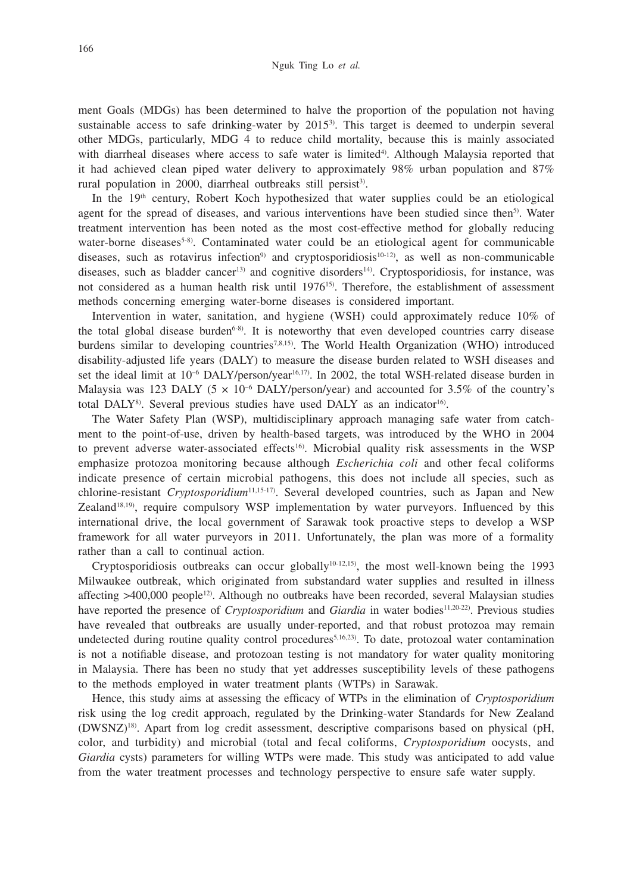ment Goals (MDGs) has been determined to halve the proportion of the population not having sustainable access to safe drinking-water by 2015[3]. This target is deemed to underpin several other MDGs, particularly, MDG 4 to reduce child mortality, because this is mainly associated with diarrheal diseases where access to safe water is limited[4]. Although Malaysia reported that it had achieved clean piped water delivery to approximately 98% urban population and 87% rural population in 2000, diarrheal outbreaks still persist[3].

In the 19th century, Robert Koch hypothesized that water supplies could be an etiological agent for the spread of diseases, and various interventions have been studied since then[5]. Water treatment intervention has been noted as the most cost-effective method for globally reducing water-borne diseases[5-8]. Contaminated water could be an etiological agent for communicable diseases, such as rotavirus infection[9] and cryptosporidiosis[10-12], as well as non-communicable diseases, such as bladder cancer[13] and cognitive disorders[14]. Cryptosporidiosis, for instance, was not considered as a human health risk until 1976[15]. Therefore, the establishment of assessment methods concerning emerging water-borne diseases is considered important.

Intervention in water, sanitation, and hygiene (WSH) could approximately reduce 10% of the total global disease burden[6-8]. It is noteworthy that even developed countries carry disease burdens similar to developing countries[7,8,15]. The World Health Organization (WHO) introduced disability-adjusted life years (DALY) to measure the disease burden related to WSH diseases and set the ideal limit at $10^{-6}$ DALY/person/year[16,17]. In 2002, the total WSH-related disease burden in Malaysia was 123 DALY ($5 \times 10^{-6}$ DALY/person/year) and accounted for 3.5% of the country's total DALY[8]. Several previous studies have used DALY as an indicator[16].

The Water Safety Plan (WSP), multidisciplinary approach managing safe water from catchment to the point-of-use, driven by health-based targets, was introduced by the WHO in 2004 to prevent adverse water-associated effects[16]. Microbial quality risk assessments in the WSP emphasize protozoa monitoring because although *Escherichia coli* and other fecal coliforms indicate presence of certain microbial pathogens, this does not include all species, such as chlorine-resistant *Cryptosporidium*[11,15-17]. Several developed countries, such as Japan and New Zealand[18,19], require compulsory WSP implementation by water purveyors. Influenced by this international drive, the local government of Sarawak took proactive steps to develop a WSP framework for all water purveyors in 2011. Unfortunately, the plan was more of a formality rather than a call to continual action.

Cryptosporidiosis outbreaks can occur globally[10-12,15], the most well-known being the 1993 Milwaukee outbreak, which originated from substandard water supplies and resulted in illness affecting >400,000 people[12]. Although no outbreaks have been recorded, several Malaysian studies have reported the presence of *Cryptosporidium* and *Giardia* in water bodies[11,20-22]. Previous studies have revealed that outbreaks are usually under-reported, and that robust protozoa may remain undetected during routine quality control procedures[5,16,23]. To date, protozoal water contamination is not a notifiable disease, and protozoan testing is not mandatory for water quality monitoring in Malaysia. There has been no study that yet addresses susceptibility levels of these pathogens to the methods employed in water treatment plants (WTPs) in Sarawak.

Hence, this study aims at assessing the efficacy of WTPs in the elimination of *Cryptosporidium* risk using the log credit approach, regulated by the Drinking-water Standards for New Zealand (DWSNZ)[18]. Apart from log credit assessment, descriptive comparisons based on physical (pH, color, and turbidity) and microbial (total and fecal coliforms, *Cryptosporidium* oocysts, and *Giardia* cysts) parameters for willing WTPs were made. This study was anticipated to add value from the water treatment processes and technology perspective to ensure safe water supply.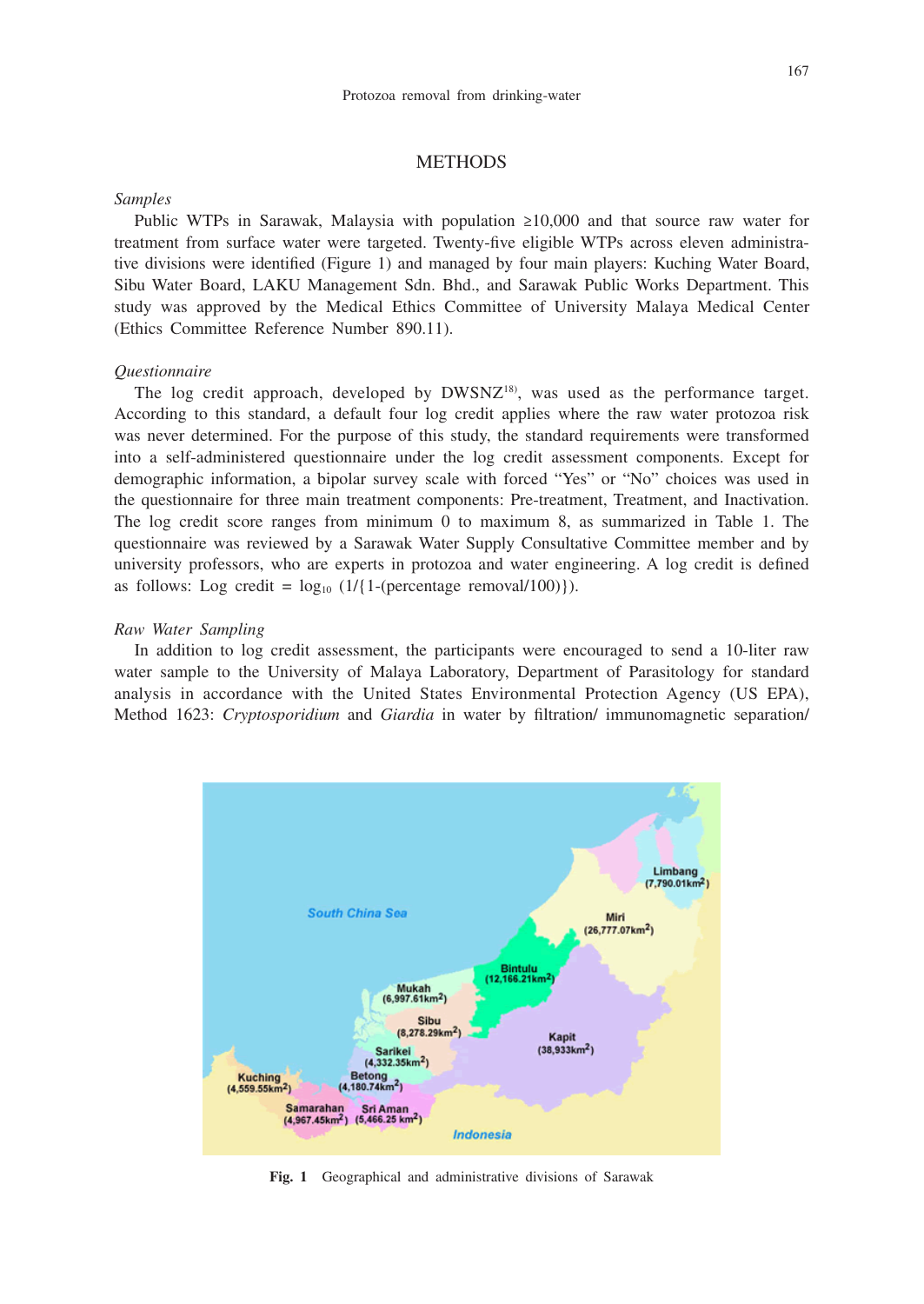## METHODS

### *Samples*

Public WTPs in Sarawak, Malaysia with population ≥10,000 and that source raw water for treatment from surface water were targeted. Twenty-five eligible WTPs across eleven administrative divisions were identified (Figure 1) and managed by four main players: Kuching Water Board, Sibu Water Board, LAKU Management Sdn. Bhd., and Sarawak Public Works Department. This study was approved by the Medical Ethics Committee of University Malaya Medical Center (Ethics Committee Reference Number 890.11).

### *Questionnaire*

The log credit approach, developed by DWSNZ[18], was used as the performance target. According to this standard, a default four log credit applies where the raw water protozoa risk was never determined. For the purpose of this study, the standard requirements were transformed into a self-administered questionnaire under the log credit assessment components. Except for demographic information, a bipolar survey scale with forced "Yes" or "No" choices was used in the questionnaire for three main treatment components: Pre-treatment, Treatment, and Inactivation. The log credit score ranges from minimum 0 to maximum 8, as summarized in Table 1. The questionnaire was reviewed by a Sarawak Water Supply Consultative Committee member and by university professors, who are experts in protozoa and water engineering. A log credit is defined as follows: Log credit = $\log_{10}$ (1/{1-(percentage removal/100)}).

### *Raw Water Sampling*

In addition to log credit assessment, the participants were encouraged to send a 10-liter raw water sample to the University of Malaya Laboratory, Department of Parasitology for standard analysis in accordance with the United States Environmental Protection Agency (US EPA), Method 1623: *Cryptosporidium* and *Giardia* in water by filtration/ immunomagnetic separation/

**Fig. 1** Geographical and administrative divisions of Sarawak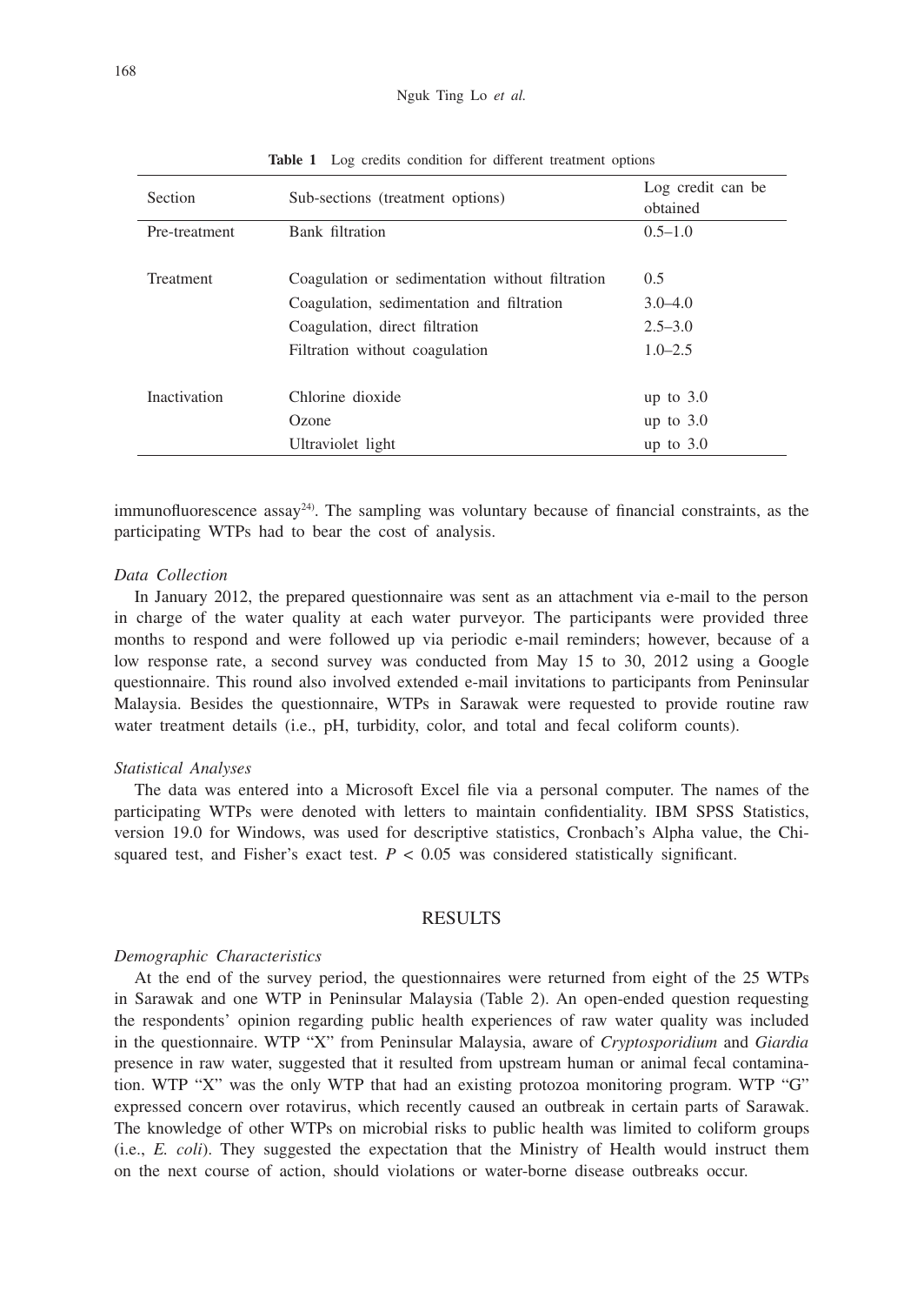**Table 1** Log credits condition for different treatment options

| Section | Sub-sections (treatment options) | Log credit can be obtained |
|---|---|---|
| Pre-treatment | Bank filtration | 0.5–1.0 |
| Treatment | Coagulation or sedimentation without filtration | 0.5 |
| | Coagulation, sedimentation and filtration | 3.0–4.0 |
| | Coagulation, direct filtration | 2.5–3.0 |
| | Filtration without coagulation | 1.0–2.5 |
| Inactivation | Chlorine dioxide | up to 3.0 |
| | Ozone | up to 3.0 |
| | Ultraviolet light | up to 3.0 |

immunofluorescence assay[24]. The sampling was voluntary because of financial constraints, as the participating WTPs had to bear the cost of analysis.

### *Data Collection*

In January 2012, the prepared questionnaire was sent as an attachment via e-mail to the person in charge of the water quality at each water purveyor. The participants were provided three months to respond and were followed up via periodic e-mail reminders; however, because of a low response rate, a second survey was conducted from May 15 to 30, 2012 using a Google questionnaire. This round also involved extended e-mail invitations to participants from Peninsular Malaysia. Besides the questionnaire, WTPs in Sarawak were requested to provide routine raw water treatment details (i.e., pH, turbidity, color, and total and fecal coliform counts).

### *Statistical Analyses*

The data was entered into a Microsoft Excel file via a personal computer. The names of the participating WTPs were denoted with letters to maintain confidentiality. IBM SPSS Statistics, version 19.0 for Windows, was used for descriptive statistics, Cronbach's Alpha value, the Chi-squared test, and Fisher's exact test. $P < 0.05$ was considered statistically significant.

## RESULTS

### *Demographic Characteristics*

At the end of the survey period, the questionnaires were returned from eight of the 25 WTPs in Sarawak and one WTP in Peninsular Malaysia (Table 2). An open-ended question requesting the respondents' opinion regarding public health experiences of raw water quality was included in the questionnaire. WTP "X" from Peninsular Malaysia, aware of *Cryptosporidium* and *Giardia* presence in raw water, suggested that it resulted from upstream human or animal fecal contamination. WTP "X" was the only WTP that had an existing protozoa monitoring program. WTP "G" expressed concern over rotavirus, which recently caused an outbreak in certain parts of Sarawak. The knowledge of other WTPs on microbial risks to public health was limited to coliform groups (i.e., *E. coli*). They suggested the expectation that the Ministry of Health would instruct them on the next course of action, should violations or water-borne disease outbreaks occur.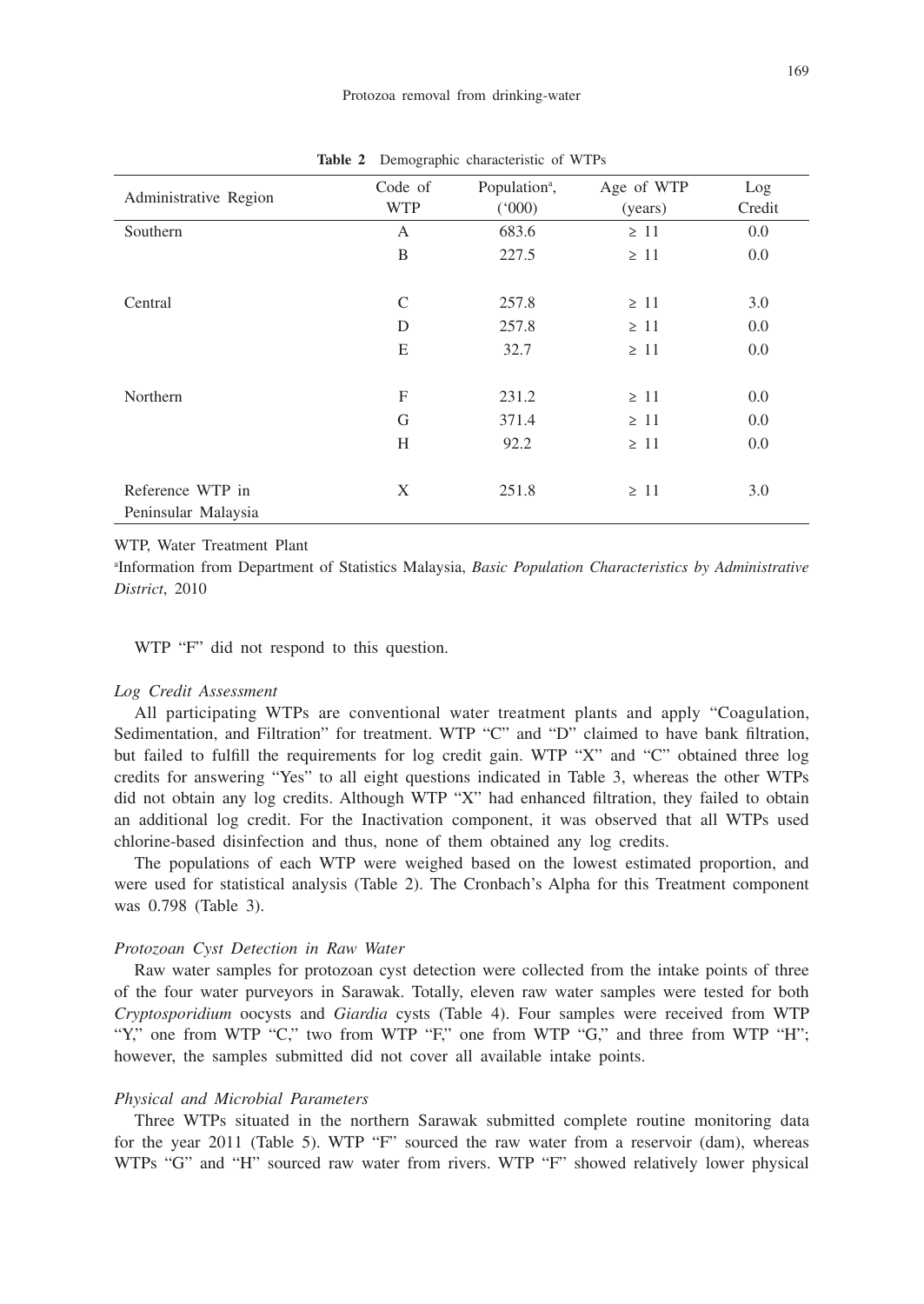**Table 2** Demographic characteristic of WTPs

| Administrative Region | Code of WTP | Population[a], ('000) | Age of WTP (years) | Log Credit |
|---|---|---|---|---|
| Southern | A | 683.6 | ≥ 11 | 0.0 |
| | B | 227.5 | ≥ 11 | 0.0 |
| Central | C | 257.8 | ≥ 11 | 3.0 |
| | D | 257.8 | ≥ 11 | 0.0 |
| | E | 32.7 | ≥ 11 | 0.0 |
| Northern | F | 231.2 | ≥ 11 | 0.0 |
| | G | 371.4 | ≥ 11 | 0.0 |
| | H | 92.2 | ≥ 11 | 0.0 |
| Reference WTP in Peninsular Malaysia | X | 251.8 | ≥ 11 | 3.0 |

WTP, Water Treatment Plant

[a]Information from Department of Statistics Malaysia, *Basic Population Characteristics by Administrative District*, 2010

WTP "F" did not respond to this question.

*Log Credit Assessment*

All participating WTPs are conventional water treatment plants and apply "Coagulation, Sedimentation, and Filtration" for treatment. WTP "C" and "D" claimed to have bank filtration, but failed to fulfill the requirements for log credit gain. WTP "X" and "C" obtained three log credits for answering "Yes" to all eight questions indicated in Table 3, whereas the other WTPs did not obtain any log credits. Although WTP "X" had enhanced filtration, they failed to obtain an additional log credit. For the Inactivation component, it was observed that all WTPs used chlorine-based disinfection and thus, none of them obtained any log credits.

The populations of each WTP were weighed based on the lowest estimated proportion, and were used for statistical analysis (Table 2). The Cronbach's Alpha for this Treatment component was 0.798 (Table 3).

*Protozoan Cyst Detection in Raw Water*

Raw water samples for protozoan cyst detection were collected from the intake points of three of the four water purveyors in Sarawak. Totally, eleven raw water samples were tested for both *Cryptosporidium* oocysts and *Giardia* cysts (Table 4). Four samples were received from WTP "Y," one from WTP "C," two from WTP "F," one from WTP "G," and three from WTP "H"; however, the samples submitted did not cover all available intake points.

*Physical and Microbial Parameters*

Three WTPs situated in the northern Sarawak submitted complete routine monitoring data for the year 2011 (Table 5). WTP "F" sourced the raw water from a reservoir (dam), whereas WTPs "G" and "H" sourced raw water from rivers. WTP "F" showed relatively lower physical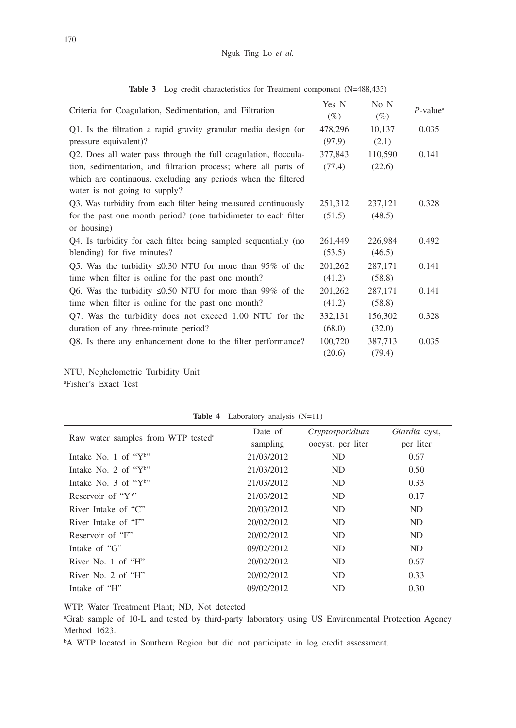**Table 3** Log credit characteristics for Treatment component (N=488,433)

| Criteria for Coagulation, Sedimentation, and Filtration | Yes N (%) | No N (%) | $P$-value[a] |
|---|---|---|---|
| Q1. Is the filtration a rapid gravity granular media design (or pressure equivalent)? | 478,296 (97.9) | 10,137 (2.1) | 0.035 |
| Q2. Does all water pass through the full coagulation, flocculation, sedimentation, and filtration process; where all parts of which are continuous, excluding any periods when the filtered water is not going to supply? | 377,843 (77.4) | 110,590 (22.6) | 0.141 |
| Q3. Was turbidity from each filter being measured continuously for the past one month period? (one turbidimeter to each filter or housing) | 251,312 (51.5) | 237,121 (48.5) | 0.328 |
| Q4. Is turbidity for each filter being sampled sequentially (no blending) for five minutes? | 261,449 (53.5) | 226,984 (46.5) | 0.492 |
| Q5. Was the turbidity ≤0.30 NTU for more than 95% of the time when filter is online for the past one month? | 201,262 (41.2) | 287,171 (58.8) | 0.141 |
| Q6. Was the turbidity ≤0.50 NTU for more than 99% of the time when filter is online for the past one month? | 201,262 (41.2) | 287,171 (58.8) | 0.141 |
| Q7. Was the turbidity does not exceed 1.00 NTU for the duration of any three-minute period? | 332,131 (68.0) | 156,302 (32.0) | 0.328 |
| Q8. Is there any enhancement done to the filter performance? | 100,720 (20.6) | 387,713 (79.4) | 0.035 |

NTU, Nephelometric Turbidity Unit

[a]Fisher's Exact Test

**Table 4** Laboratory analysis (N=11)

| Raw water samples from WTP tested[a] | Date of sampling | *Cryptosporidium* oocyst, per liter | *Giardia* cyst, per liter |
|---|---|---|---|
| Intake No. 1 of "Y[b]" | 21/03/2012 | ND | 0.67 |
| Intake No. 2 of "Y[b]" | 21/03/2012 | ND | 0.50 |
| Intake No. 3 of "Y[b]" | 21/03/2012 | ND | 0.33 |
| Reservoir of "Y[b]" | 21/03/2012 | ND | 0.17 |
| River Intake of "C" | 20/03/2012 | ND | ND |
| River Intake of "F" | 20/02/2012 | ND | ND |
| Reservoir of "F" | 20/02/2012 | ND | ND |
| Intake of "G" | 09/02/2012 | ND | ND |
| River No. 1 of "H" | 20/02/2012 | ND | 0.67 |
| River No. 2 of "H" | 20/02/2012 | ND | 0.33 |
| Intake of "H" | 09/02/2012 | ND | 0.30 |

WTP, Water Treatment Plant; ND, Not detected

[a]Grab sample of 10-L and tested by third-party laboratory using US Environmental Protection Agency Method 1623.

[b]A WTP located in Southern Region but did not participate in log credit assessment.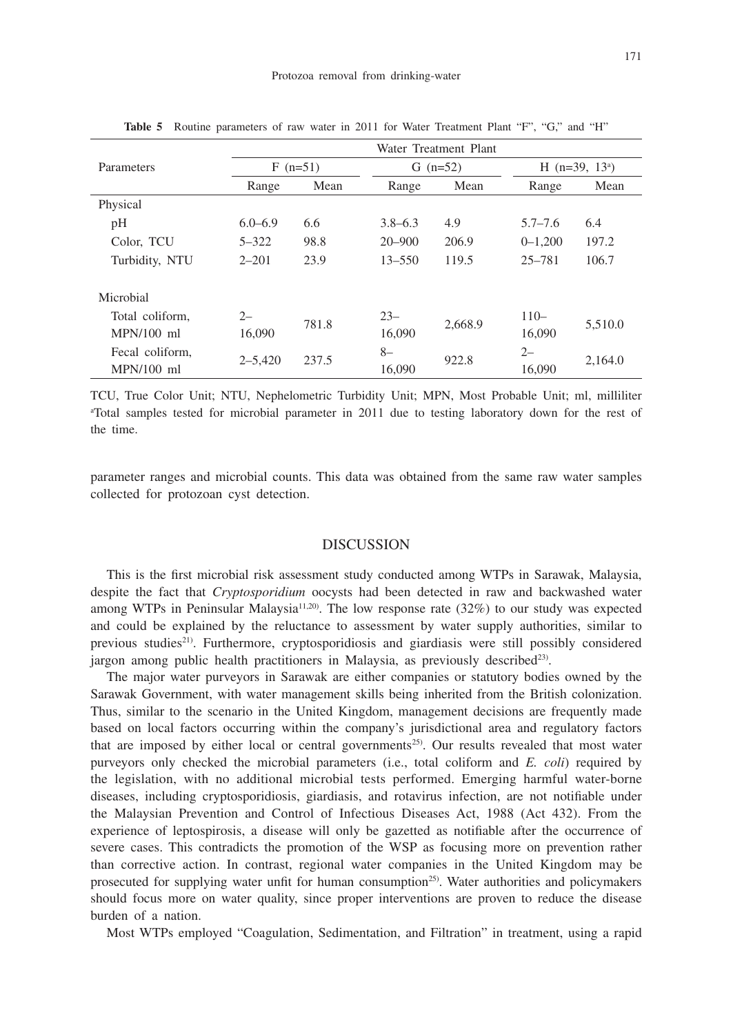**Table 5** Routine parameters of raw water in 2011 for Water Treatment Plant "F", "G," and "H"

| Parameters | Water Treatment Plant | | | | | |
|---|---|---|---|---|---|---|
| | F (n=51) | | G (n=52) | | H (n=39, 13[a]) | |
| | Range | Mean | Range | Mean | Range | Mean |
| Physical | | | | | | |
| pH | 6.0–6.9 | 6.6 | 3.8–6.3 | 4.9 | 5.7–7.6 | 6.4 |
| Color, TCU | 5–322 | 98.8 | 20–900 | 206.9 | 0–1,200 | 197.2 |
| Turbidity, NTU | 2–201 | 23.9 | 13–550 | 119.5 | 25–781 | 106.7 |
| Microbial | | | | | | |
| Total coliform, MPN/100 ml | 2–16,090 | 781.8 | 23–16,090 | 2,668.9 | 110–16,090 | 5,510.0 |
| Fecal coliform, MPN/100 ml | 2–5,420 | 237.5 | 8–16,090 | 922.8 | 2–16,090 | 2,164.0 |

TCU, True Color Unit; NTU, Nephelometric Turbidity Unit; MPN, Most Probable Unit; ml, milliliter
[a]Total samples tested for microbial parameter in 2011 due to testing laboratory down for the rest of the time.

parameter ranges and microbial counts. This data was obtained from the same raw water samples collected for protozoan cyst detection.

## DISCUSSION

This is the first microbial risk assessment study conducted among WTPs in Sarawak, Malaysia, despite the fact that *Cryptosporidium* oocysts had been detected in raw and backwashed water among WTPs in Peninsular Malaysia[11,20]. The low response rate (32%) to our study was expected and could be explained by the reluctance to assessment by water supply authorities, similar to previous studies[21]. Furthermore, cryptosporidiosis and giardiasis were still possibly considered jargon among public health practitioners in Malaysia, as previously described[23].

The major water purveyors in Sarawak are either companies or statutory bodies owned by the Sarawak Government, with water management skills being inherited from the British colonization. Thus, similar to the scenario in the United Kingdom, management decisions are frequently made based on local factors occurring within the company's jurisdictional area and regulatory factors that are imposed by either local or central governments[25]. Our results revealed that most water purveyors only checked the microbial parameters (i.e., total coliform and *E. coli*) required by the legislation, with no additional microbial tests performed. Emerging harmful water-borne diseases, including cryptosporidiosis, giardiasis, and rotavirus infection, are not notifiable under the Malaysian Prevention and Control of Infectious Diseases Act, 1988 (Act 432). From the experience of leptospirosis, a disease will only be gazetted as notifiable after the occurrence of severe cases. This contradicts the promotion of the WSP as focusing more on prevention rather than corrective action. In contrast, regional water companies in the United Kingdom may be prosecuted for supplying water unfit for human consumption[25]. Water authorities and policymakers should focus more on water quality, since proper interventions are proven to reduce the disease burden of a nation.

Most WTPs employed "Coagulation, Sedimentation, and Filtration" in treatment, using a rapid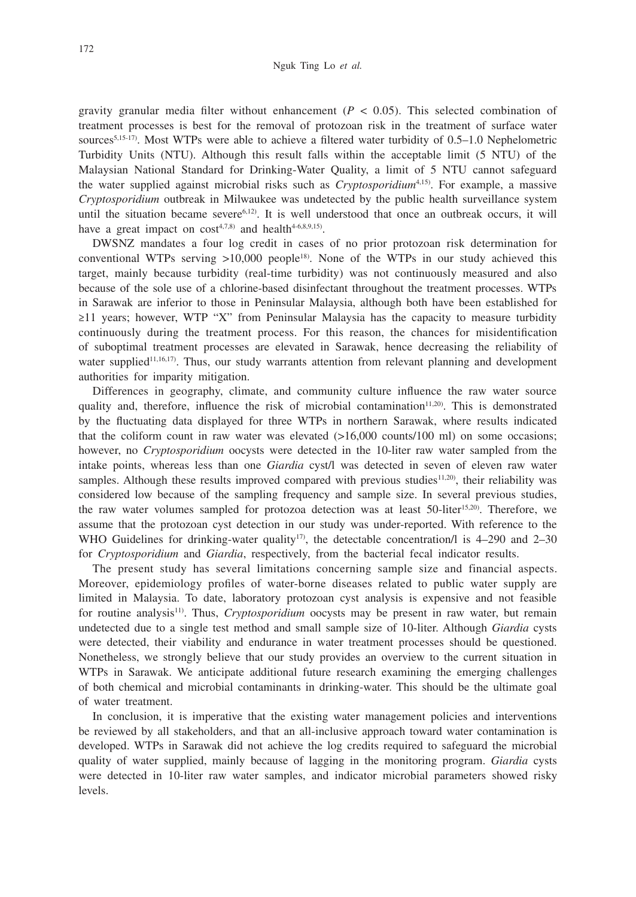gravity granular media filter without enhancement ($P < 0.05$). This selected combination of treatment processes is best for the removal of protozoan risk in the treatment of surface water sources[5,15-17]. Most WTPs were able to achieve a filtered water turbidity of 0.5–1.0 Nephelometric Turbidity Units (NTU). Although this result falls within the acceptable limit (5 NTU) of the Malaysian National Standard for Drinking-Water Quality, a limit of 5 NTU cannot safeguard the water supplied against microbial risks such as *Cryptosporidium*[4,15]. For example, a massive *Cryptosporidium* outbreak in Milwaukee was undetected by the public health surveillance system until the situation became severe[6,12]. It is well understood that once an outbreak occurs, it will have a great impact on cost[4,7,8] and health[4-6,8,9,15].

DWSNZ mandates a four log credit in cases of no prior protozoan risk determination for conventional WTPs serving >10,000 people[18]. None of the WTPs in our study achieved this target, mainly because turbidity (real-time turbidity) was not continuously measured and also because of the sole use of a chlorine-based disinfectant throughout the treatment processes. WTPs in Sarawak are inferior to those in Peninsular Malaysia, although both have been established for ≥11 years; however, WTP "X" from Peninsular Malaysia has the capacity to measure turbidity continuously during the treatment process. For this reason, the chances for misidentification of suboptimal treatment processes are elevated in Sarawak, hence decreasing the reliability of water supplied[11,16,17]. Thus, our study warrants attention from relevant planning and development authorities for imparity mitigation.

Differences in geography, climate, and community culture influence the raw water source quality and, therefore, influence the risk of microbial contamination[11,20]. This is demonstrated by the fluctuating data displayed for three WTPs in northern Sarawak, where results indicated that the coliform count in raw water was elevated (>16,000 counts/100 ml) on some occasions; however, no *Cryptosporidium* oocysts were detected in the 10-liter raw water sampled from the intake points, whereas less than one *Giardia* cyst/l was detected in seven of eleven raw water samples. Although these results improved compared with previous studies[11,20], their reliability was considered low because of the sampling frequency and sample size. In several previous studies, the raw water volumes sampled for protozoa detection was at least 50-liter[15,20]. Therefore, we assume that the protozoan cyst detection in our study was under-reported. With reference to the WHO Guidelines for drinking-water quality[17], the detectable concentration/l is 4–290 and 2–30 for *Cryptosporidium* and *Giardia*, respectively, from the bacterial fecal indicator results.

The present study has several limitations concerning sample size and financial aspects. Moreover, epidemiology profiles of water-borne diseases related to public water supply are limited in Malaysia. To date, laboratory protozoan cyst analysis is expensive and not feasible for routine analysis[11]. Thus, *Cryptosporidium* oocysts may be present in raw water, but remain undetected due to a single test method and small sample size of 10-liter. Although *Giardia* cysts were detected, their viability and endurance in water treatment processes should be questioned. Nonetheless, we strongly believe that our study provides an overview to the current situation in WTPs in Sarawak. We anticipate additional future research examining the emerging challenges of both chemical and microbial contaminants in drinking-water. This should be the ultimate goal of water treatment.

In conclusion, it is imperative that the existing water management policies and interventions be reviewed by all stakeholders, and that an all-inclusive approach toward water contamination is developed. WTPs in Sarawak did not achieve the log credits required to safeguard the microbial quality of water supplied, mainly because of lagging in the monitoring program. *Giardia* cysts were detected in 10-liter raw water samples, and indicator microbial parameters showed risky levels.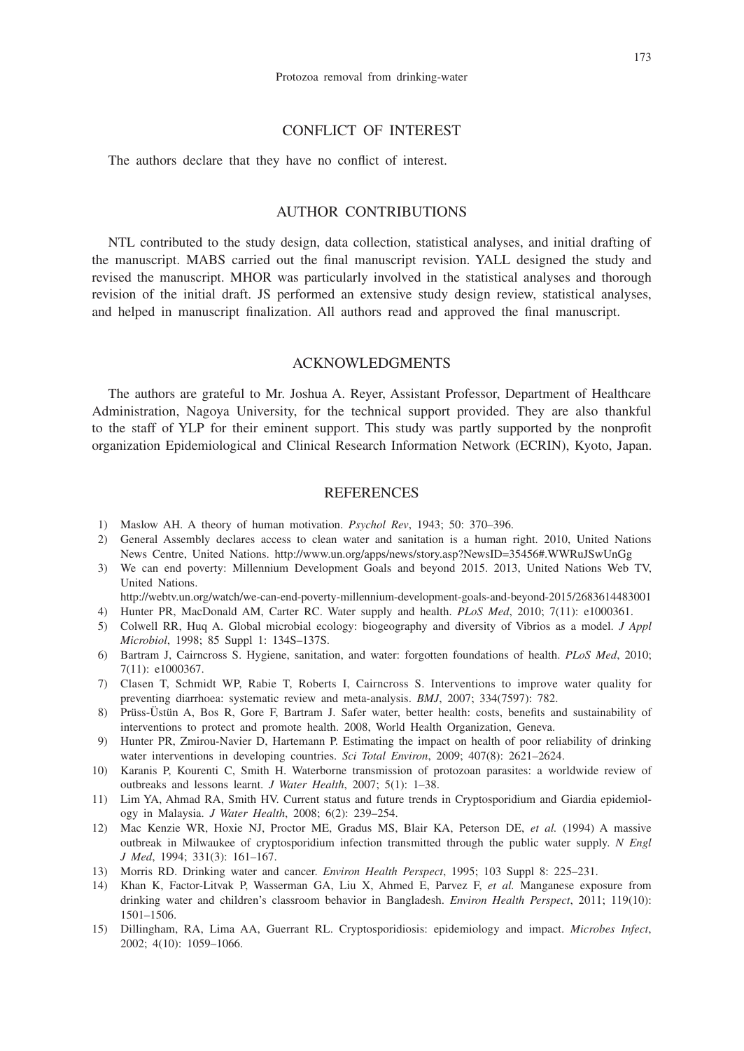## CONFLICT OF INTEREST

The authors declare that they have no conflict of interest.

## AUTHOR CONTRIBUTIONS

NTL contributed to the study design, data collection, statistical analyses, and initial drafting of the manuscript. MABS carried out the final manuscript revision. YALL designed the study and revised the manuscript. MHOR was particularly involved in the statistical analyses and thorough revision of the initial draft. JS performed an extensive study design review, statistical analyses, and helped in manuscript finalization. All authors read and approved the final manuscript.

## ACKNOWLEDGMENTS

The authors are grateful to Mr. Joshua A. Reyer, Assistant Professor, Department of Healthcare Administration, Nagoya University, for the technical support provided. They are also thankful to the staff of YLP for their eminent support. This study was partly supported by the nonprofit organization Epidemiological and Clinical Research Information Network (ECRIN), Kyoto, Japan.

## REFERENCES

1) Maslow AH. A theory of human motivation. *Psychol Rev*, 1943; 50: 370–396.
2) General Assembly declares access to clean water and sanitation is a human right. 2010, United Nations News Centre, United Nations. http://www.un.org/apps/news/story.asp?NewsID=35456#.WWRuJSwUnGg
3) We can end poverty: Millennium Development Goals and beyond 2015. 2013, United Nations Web TV, United Nations. http://webtv.un.org/watch/we-can-end-poverty-millennium-development-goals-and-beyond-2015/2683614483001
4) Hunter PR, MacDonald AM, Carter RC. Water supply and health. *PLoS Med*, 2010; 7(11): e1000361.
5) Colwell RR, Huq A. Global microbial ecology: biogeography and diversity of Vibrios as a model. *J Appl Microbiol*, 1998; 85 Suppl 1: 134S–137S.
6) Bartram J, Cairncross S. Hygiene, sanitation, and water: forgotten foundations of health. *PLoS Med*, 2010; 7(11): e1000367.
7) Clasen T, Schmidt WP, Rabie T, Roberts I, Cairncross S. Interventions to improve water quality for preventing diarrhoea: systematic review and meta-analysis. *BMJ*, 2007; 334(7597): 782.
8) Prüss-Üstün A, Bos R, Gore F, Bartram J. Safer water, better health: costs, benefits and sustainability of interventions to protect and promote health. 2008, World Health Organization, Geneva.
9) Hunter PR, Zmirou-Navier D, Hartemann P. Estimating the impact on health of poor reliability of drinking water interventions in developing countries. *Sci Total Environ*, 2009; 407(8): 2621–2624.
10) Karanis P, Kourenti C, Smith H. Waterborne transmission of protozoan parasites: a worldwide review of outbreaks and lessons learnt. *J Water Health*, 2007; 5(1): 1–38.
11) Lim YA, Ahmad RA, Smith HV. Current status and future trends in Cryptosporidium and Giardia epidemiology in Malaysia. *J Water Health*, 2008; 6(2): 239–254.
12) Mac Kenzie WR, Hoxie NJ, Proctor ME, Gradus MS, Blair KA, Peterson DE, *et al.* (1994) A massive outbreak in Milwaukee of cryptosporidium infection transmitted through the public water supply. *N Engl J Med*, 1994; 331(3): 161–167.
13) Morris RD. Drinking water and cancer. *Environ Health Perspect*, 1995; 103 Suppl 8: 225–231.
14) Khan K, Factor-Litvak P, Wasserman GA, Liu X, Ahmed E, Parvez F, *et al.* Manganese exposure from drinking water and children's classroom behavior in Bangladesh. *Environ Health Perspect*, 2011; 119(10): 1501–1506.
15) Dillingham, RA, Lima AA, Guerrant RL. Cryptosporidiosis: epidemiology and impact. *Microbes Infect*, 2002; 4(10): 1059–1066.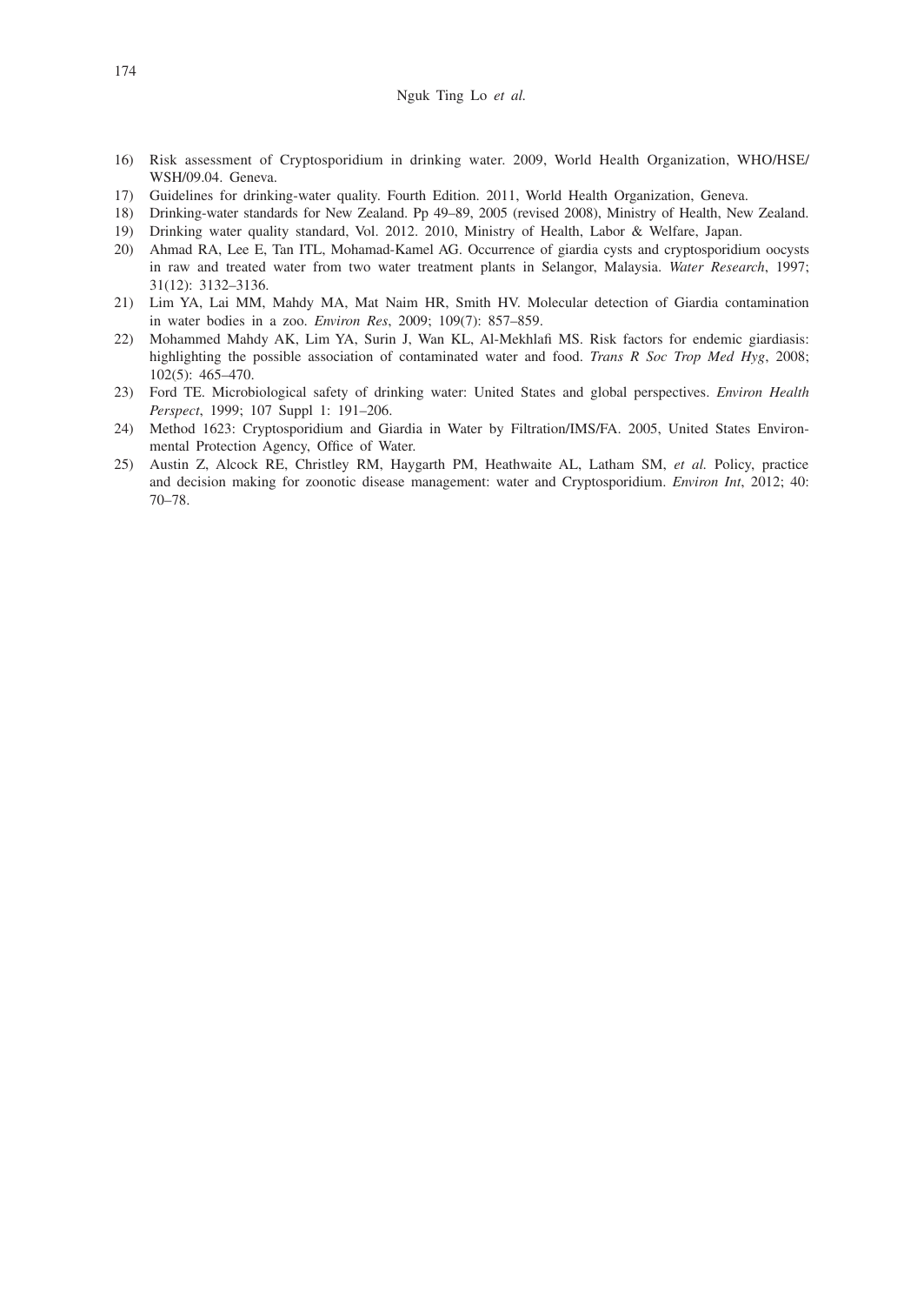16) Risk assessment of Cryptosporidium in drinking water. 2009, World Health Organization, WHO/HSE/WSH/09.04. Geneva.
17) Guidelines for drinking-water quality. Fourth Edition. 2011, World Health Organization, Geneva.
18) Drinking-water standards for New Zealand. Pp 49–89, 2005 (revised 2008), Ministry of Health, New Zealand.
19) Drinking water quality standard, Vol. 2012. 2010, Ministry of Health, Labor & Welfare, Japan.
20) Ahmad RA, Lee E, Tan ITL, Mohamad-Kamel AG. Occurrence of giardia cysts and cryptosporidium oocysts in raw and treated water from two water treatment plants in Selangor, Malaysia. *Water Research*, 1997; 31(12): 3132–3136.
21) Lim YA, Lai MM, Mahdy MA, Mat Naim HR, Smith HV. Molecular detection of Giardia contamination in water bodies in a zoo. *Environ Res*, 2009; 109(7): 857–859.
22) Mohammed Mahdy AK, Lim YA, Surin J, Wan KL, Al-Mekhlafi MS. Risk factors for endemic giardiasis: highlighting the possible association of contaminated water and food. *Trans R Soc Trop Med Hyg*, 2008; 102(5): 465–470.
23) Ford TE. Microbiological safety of drinking water: United States and global perspectives. *Environ Health Perspect*, 1999; 107 Suppl 1: 191–206.
24) Method 1623: Cryptosporidium and Giardia in Water by Filtration/IMS/FA. 2005, United States Environmental Protection Agency, Office of Water.
25) Austin Z, Alcock RE, Christley RM, Haygarth PM, Heathwaite AL, Latham SM, *et al.* Policy, practice and decision making for zoonotic disease management: water and Cryptosporidium. *Environ Int*, 2012; 40: 70–78.